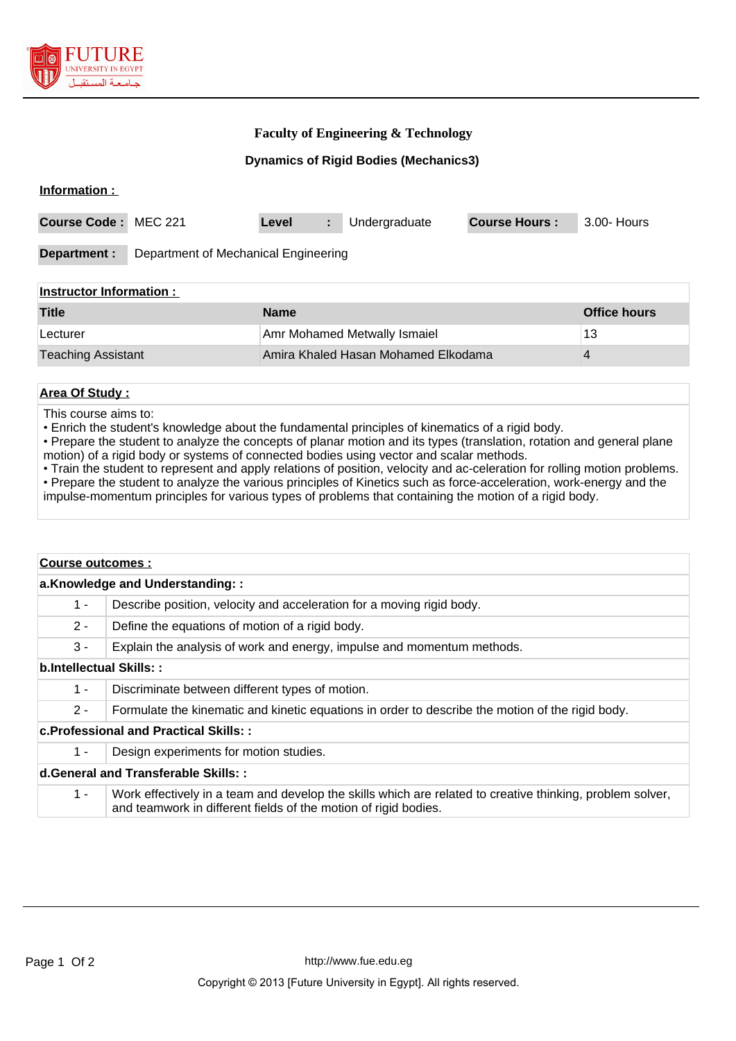# Faculty of Engineering & Technology

## Dynamics of Rigid Bodies (Mechanics3)

**Information :**

| **Course Code :** | MEC 221 | **Level** | **:** | Undergraduate | **Course Hours :** | 3.00- Hours |
|---|---|---|---|---|---|---|

**Department :** Department of Mechanical Engineering

**Instructor Information :**

| Title | Name | Office hours |
|---|---|---|
| Lecturer | Amr Mohamed Metwally Ismaiel | 13 |
| Teaching Assistant | Amira Khaled Hasan Mohamed Elkodama | 4 |

**Area Of Study :**

This course aims to:
• Enrich the student's knowledge about the fundamental principles of kinematics of a rigid body.
• Prepare the student to analyze the concepts of planar motion and its types (translation, rotation and general plane motion) of a rigid body or systems of connected bodies using vector and scalar methods.
• Train the student to represent and apply relations of position, velocity and ac-celeration for rolling motion problems.
• Prepare the student to analyze the various principles of Kinetics such as force-acceleration, work-energy and the impulse-momentum principles for various types of problems that containing the motion of a rigid body.

**Course outcomes :**

**a.Knowledge and Understanding: :**

| | |
|---|---|
| 1 - | Describe position, velocity and acceleration for a moving rigid body. |
| 2 - | Define the equations of motion of a rigid body. |
| 3 - | Explain the analysis of work and energy, impulse and momentum methods. |

**b.Intellectual Skills: :**

| | |
|---|---|
| 1 - | Discriminate between different types of motion. |
| 2 - | Formulate the kinematic and kinetic equations in order to describe the motion of the rigid body. |

**c.Professional and Practical Skills: :**

| | |
|---|---|
| 1 - | Design experiments for motion studies. |

**d.General and Transferable Skills: :**

| | |
|---|---|
| 1 - | Work effectively in a team and develop the skills which are related to creative thinking, problem solver, and teamwork in different fields of the motion of rigid bodies. |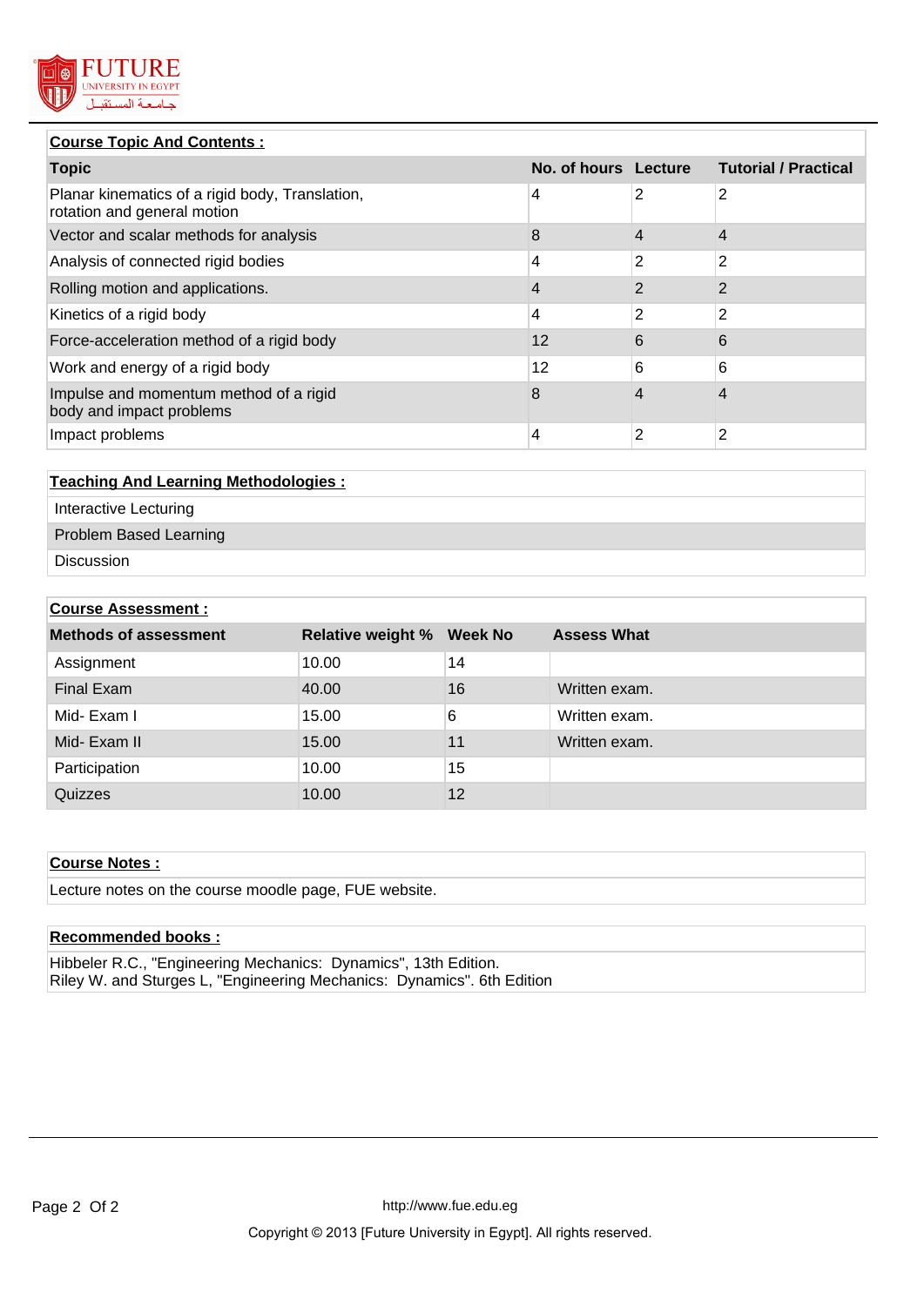**Course Topic And Contents :**

| Topic | No. of hours | Lecture | Tutorial / Practical |
|---|---|---|---|
| Planar kinematics of a rigid body, Translation, rotation and general motion | 4 | 2 | 2 |
| Vector and scalar methods for analysis | 8 | 4 | 4 |
| Analysis of connected rigid bodies | 4 | 2 | 2 |
| Rolling motion and applications. | 4 | 2 | 2 |
| Kinetics of a rigid body | 4 | 2 | 2 |
| Force-acceleration method of a rigid body | 12 | 6 | 6 |
| Work and energy of a rigid body | 12 | 6 | 6 |
| Impulse and momentum method of a rigid body and impact problems | 8 | 4 | 4 |
| Impact problems | 4 | 2 | 2 |

**Teaching And Learning Methodologies :**

- Interactive Lecturing
- Problem Based Learning
- Discussion

**Course Assessment :**

| Methods of assessment | Relative weight % | Week No | Assess What |
|---|---|---|---|
| Assignment | 10.00 | 14 | |
| Final Exam | 40.00 | 16 | Written exam. |
| Mid- Exam I | 15.00 | 6 | Written exam. |
| Mid- Exam II | 15.00 | 11 | Written exam. |
| Participation | 10.00 | 15 | |
| Quizzes | 10.00 | 12 | |

**Course Notes :**

Lecture notes on the course moodle page, FUE website.

**Recommended books :**

Hibbeler R.C., "Engineering Mechanics: Dynamics", 13th Edition.
Riley W. and Sturges L, "Engineering Mechanics: Dynamics". 6th Edition